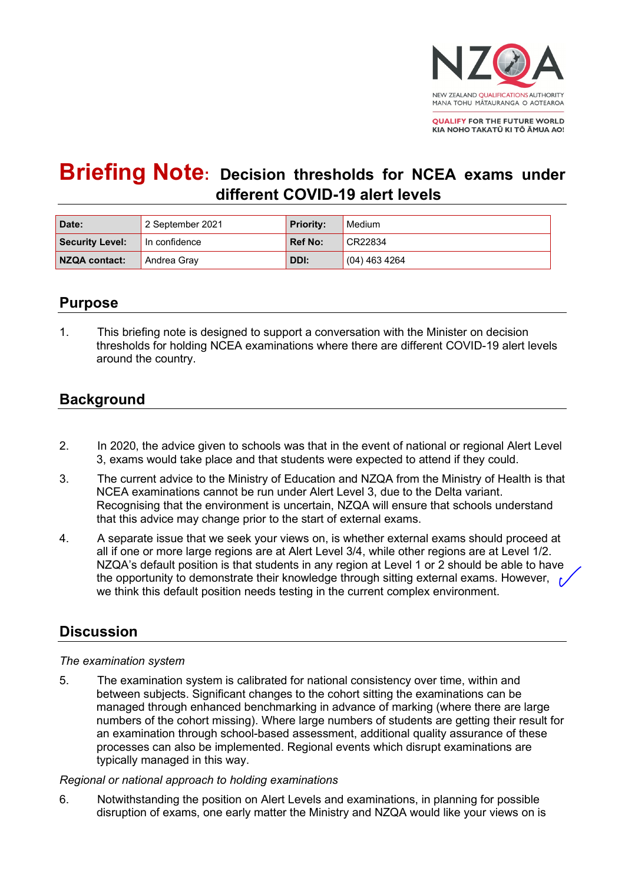NEW ZEALAND QUALIFICATIONS AUTHORITY
MANA TOHU MĀTAURANGA O AOTEAROA

QUALIFY FOR THE FUTURE WORLD
KIA NOHO TAKATŪ KI TŌ ĀMUA AO!

# Briefing Note: Decision thresholds for NCEA exams under different COVID-19 alert levels

| Date: | 2 September 2021 | Priority: | Medium |
|---|---|---|---|
| Security Level: | In confidence | Ref No: | CR22834 |
| NZQA contact: | Andrea Gray | DDI: | (04) 463 4264 |

## Purpose

1. This briefing note is designed to support a conversation with the Minister on decision thresholds for holding NCEA examinations where there are different COVID-19 alert levels around the country.

## Background

2. In 2020, the advice given to schools was that in the event of national or regional Alert Level 3, exams would take place and that students were expected to attend if they could.

3. The current advice to the Ministry of Education and NZQA from the Ministry of Health is that NCEA examinations cannot be run under Alert Level 3, due to the Delta variant. Recognising that the environment is uncertain, NZQA will ensure that schools understand that this advice may change prior to the start of external exams.

4. A separate issue that we seek your views on, is whether external exams should proceed at all if one or more large regions are at Alert Level 3/4, while other regions are at Level 1/2. NZQA's default position is that students in any region at Level 1 or 2 should be able to have the opportunity to demonstrate their knowledge through sitting external exams. However, we think this default position needs testing in the current complex environment.

## Discussion

*The examination system*

5. The examination system is calibrated for national consistency over time, within and between subjects. Significant changes to the cohort sitting the examinations can be managed through enhanced benchmarking in advance of marking (where there are large numbers of the cohort missing). Where large numbers of students are getting their result for an examination through school-based assessment, additional quality assurance of these processes can also be implemented. Regional events which disrupt examinations are typically managed in this way.

*Regional or national approach to holding examinations*

6. Notwithstanding the position on Alert Levels and examinations, in planning for possible disruption of exams, one early matter the Ministry and NZQA would like your views on is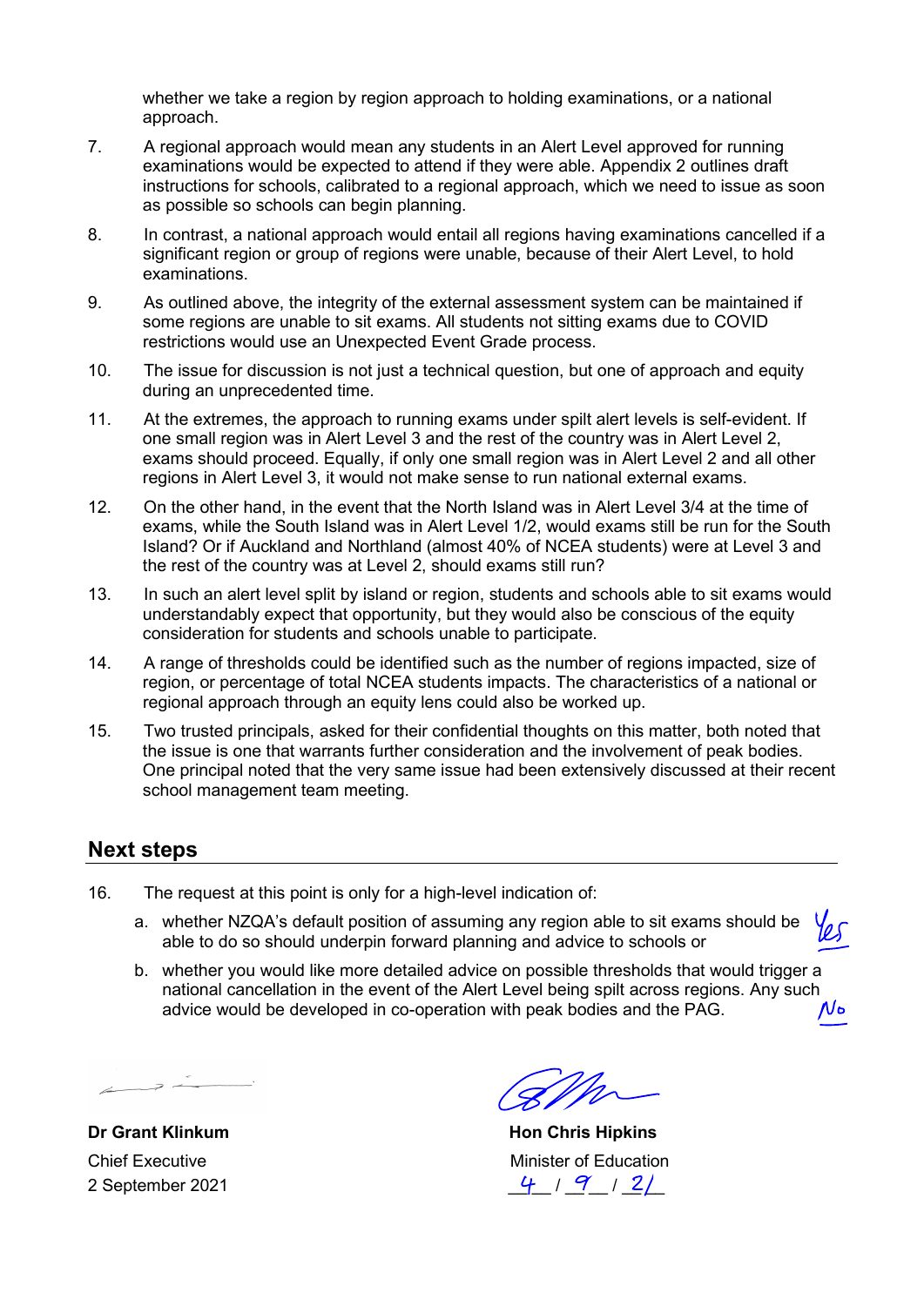whether we take a region by region approach to holding examinations, or a national approach.

7. A regional approach would mean any students in an Alert Level approved for running examinations would be expected to attend if they were able. Appendix 2 outlines draft instructions for schools, calibrated to a regional approach, which we need to issue as soon as possible so schools can begin planning.

8. In contrast, a national approach would entail all regions having examinations cancelled if a significant region or group of regions were unable, because of their Alert Level, to hold examinations.

9. As outlined above, the integrity of the external assessment system can be maintained if some regions are unable to sit exams. All students not sitting exams due to COVID restrictions would use an Unexpected Event Grade process.

10. The issue for discussion is not just a technical question, but one of approach and equity during an unprecedented time.

11. At the extremes, the approach to running exams under spilt alert levels is self-evident. If one small region was in Alert Level 3 and the rest of the country was in Alert Level 2, exams should proceed. Equally, if only one small region was in Alert Level 2 and all other regions in Alert Level 3, it would not make sense to run national external exams.

12. On the other hand, in the event that the North Island was in Alert Level 3/4 at the time of exams, while the South Island was in Alert Level 1/2, would exams still be run for the South Island? Or if Auckland and Northland (almost 40% of NCEA students) were at Level 3 and the rest of the country was at Level 2, should exams still run?

13. In such an alert level split by island or region, students and schools able to sit exams would understandably expect that opportunity, but they would also be conscious of the equity consideration for students and schools unable to participate.

14. A range of thresholds could be identified such as the number of regions impacted, size of region, or percentage of total NCEA students impacts. The characteristics of a national or regional approach through an equity lens could also be worked up.

15. Two trusted principals, asked for their confidential thoughts on this matter, both noted that the issue is one that warrants further consideration and the involvement of peak bodies. One principal noted that the very same issue had been extensively discussed at their recent school management team meeting.

## Next steps

16. The request at this point is only for a high-level indication of:

    a. whether NZQA's default position of assuming any region able to sit exams should be able to do so should underpin forward planning and advice to schools or — Yes

    b. whether you would like more detailed advice on possible thresholds that would trigger a national cancellation in the event of the Alert Level being spilt across regions. Any such advice would be developed in co-operation with peak bodies and the PAG. — No

| | |
|---|---|
| [signature] | [signature] |
| **Dr Grant Klinkum** | **Hon Chris Hipkins** |
| Chief Executive | Minister of Education |
| 2 September 2021 | 4 / 9 / 21 |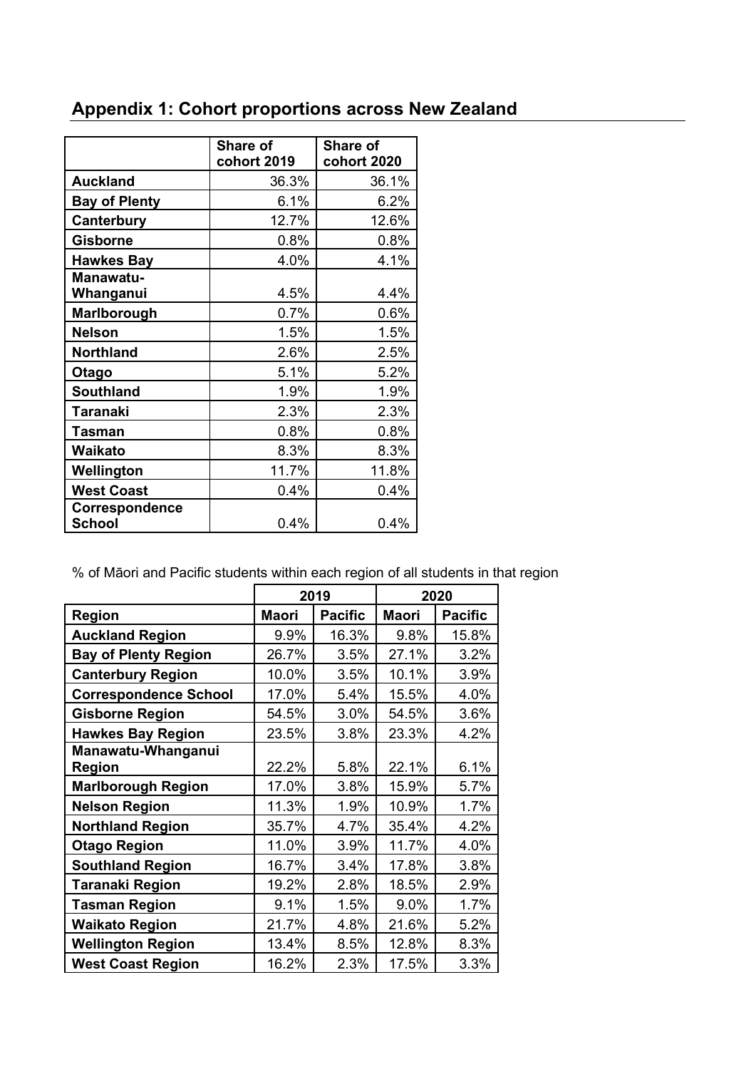## Appendix 1: Cohort proportions across New Zealand

| | Share of cohort 2019 | Share of cohort 2020 |
|---|---|---|
| **Auckland** | 36.3% | 36.1% |
| **Bay of Plenty** | 6.1% | 6.2% |
| **Canterbury** | 12.7% | 12.6% |
| **Gisborne** | 0.8% | 0.8% |
| **Hawkes Bay** | 4.0% | 4.1% |
| **Manawatu-Whanganui** | 4.5% | 4.4% |
| **Marlborough** | 0.7% | 0.6% |
| **Nelson** | 1.5% | 1.5% |
| **Northland** | 2.6% | 2.5% |
| **Otago** | 5.1% | 5.2% |
| **Southland** | 1.9% | 1.9% |
| **Taranaki** | 2.3% | 2.3% |
| **Tasman** | 0.8% | 0.8% |
| **Waikato** | 8.3% | 8.3% |
| **Wellington** | 11.7% | 11.8% |
| **West Coast** | 0.4% | 0.4% |
| **Correspondence School** | 0.4% | 0.4% |

% of Māori and Pacific students within each region of all students in that region

| | 2019 | | 2020 | |
|---|---|---|---|---|
| **Region** | **Maori** | **Pacific** | **Maori** | **Pacific** |
| **Auckland Region** | 9.9% | 16.3% | 9.8% | 15.8% |
| **Bay of Plenty Region** | 26.7% | 3.5% | 27.1% | 3.2% |
| **Canterbury Region** | 10.0% | 3.5% | 10.1% | 3.9% |
| **Correspondence School** | 17.0% | 5.4% | 15.5% | 4.0% |
| **Gisborne Region** | 54.5% | 3.0% | 54.5% | 3.6% |
| **Hawkes Bay Region** | 23.5% | 3.8% | 23.3% | 4.2% |
| **Manawatu-Whanganui Region** | 22.2% | 5.8% | 22.1% | 6.1% |
| **Marlborough Region** | 17.0% | 3.8% | 15.9% | 5.7% |
| **Nelson Region** | 11.3% | 1.9% | 10.9% | 1.7% |
| **Northland Region** | 35.7% | 4.7% | 35.4% | 4.2% |
| **Otago Region** | 11.0% | 3.9% | 11.7% | 4.0% |
| **Southland Region** | 16.7% | 3.4% | 17.8% | 3.8% |
| **Taranaki Region** | 19.2% | 2.8% | 18.5% | 2.9% |
| **Tasman Region** | 9.1% | 1.5% | 9.0% | 1.7% |
| **Waikato Region** | 21.7% | 4.8% | 21.6% | 5.2% |
| **Wellington Region** | 13.4% | 8.5% | 12.8% | 8.3% |
| **West Coast Region** | 16.2% | 2.3% | 17.5% | 3.3% |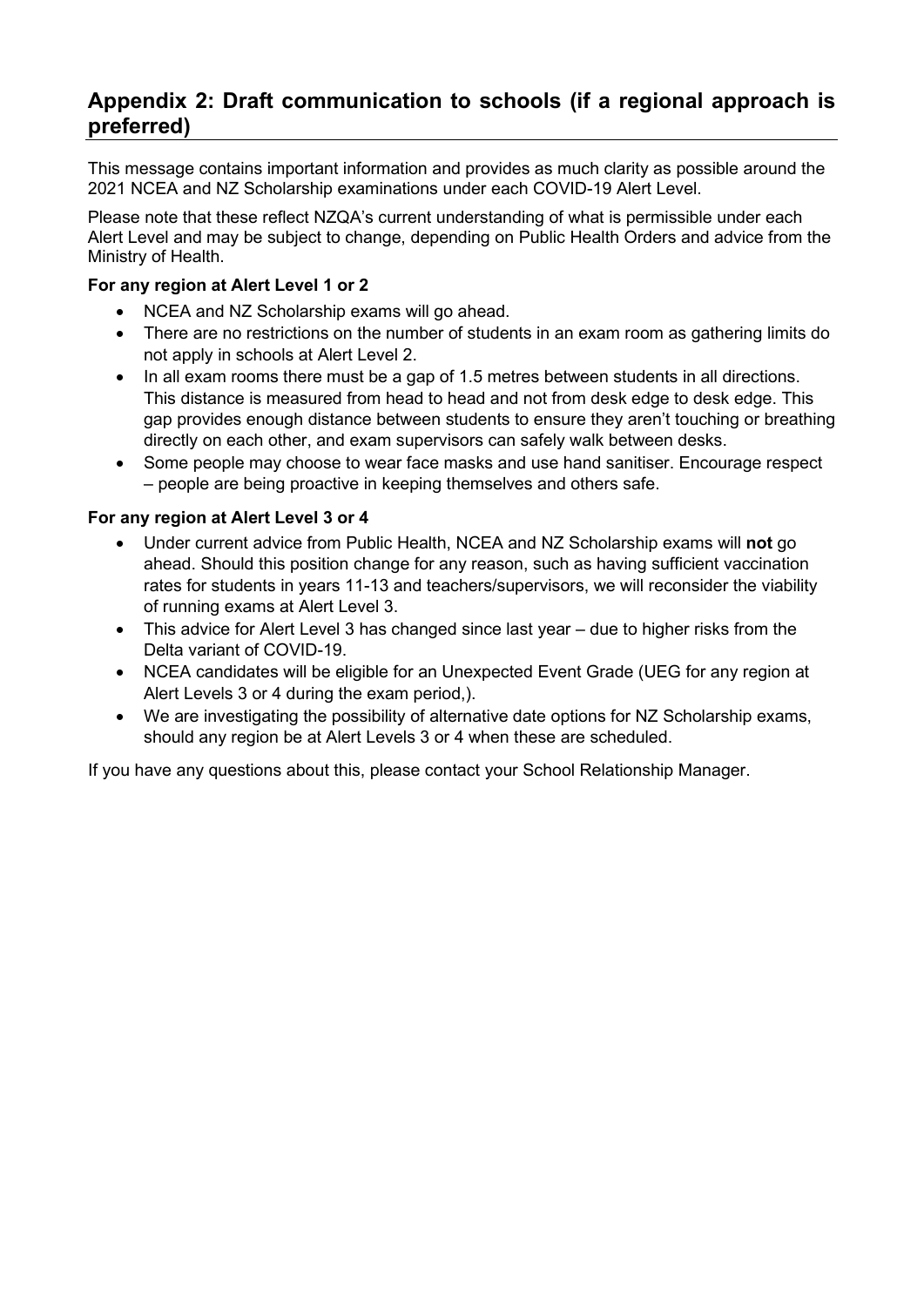## Appendix 2: Draft communication to schools (if a regional approach is preferred)

This message contains important information and provides as much clarity as possible around the 2021 NCEA and NZ Scholarship examinations under each COVID-19 Alert Level.

Please note that these reflect NZQA's current understanding of what is permissible under each Alert Level and may be subject to change, depending on Public Health Orders and advice from the Ministry of Health.

**For any region at Alert Level 1 or 2**

- NCEA and NZ Scholarship exams will go ahead.
- There are no restrictions on the number of students in an exam room as gathering limits do not apply in schools at Alert Level 2.
- In all exam rooms there must be a gap of 1.5 metres between students in all directions. This distance is measured from head to head and not from desk edge to desk edge. This gap provides enough distance between students to ensure they aren't touching or breathing directly on each other, and exam supervisors can safely walk between desks.
- Some people may choose to wear face masks and use hand sanitiser. Encourage respect – people are being proactive in keeping themselves and others safe.

**For any region at Alert Level 3 or 4**

- Under current advice from Public Health, NCEA and NZ Scholarship exams will **not** go ahead. Should this position change for any reason, such as having sufficient vaccination rates for students in years 11-13 and teachers/supervisors, we will reconsider the viability of running exams at Alert Level 3.
- This advice for Alert Level 3 has changed since last year – due to higher risks from the Delta variant of COVID-19.
- NCEA candidates will be eligible for an Unexpected Event Grade (UEG for any region at Alert Levels 3 or 4 during the exam period,).
- We are investigating the possibility of alternative date options for NZ Scholarship exams, should any region be at Alert Levels 3 or 4 when these are scheduled.

If you have any questions about this, please contact your School Relationship Manager.